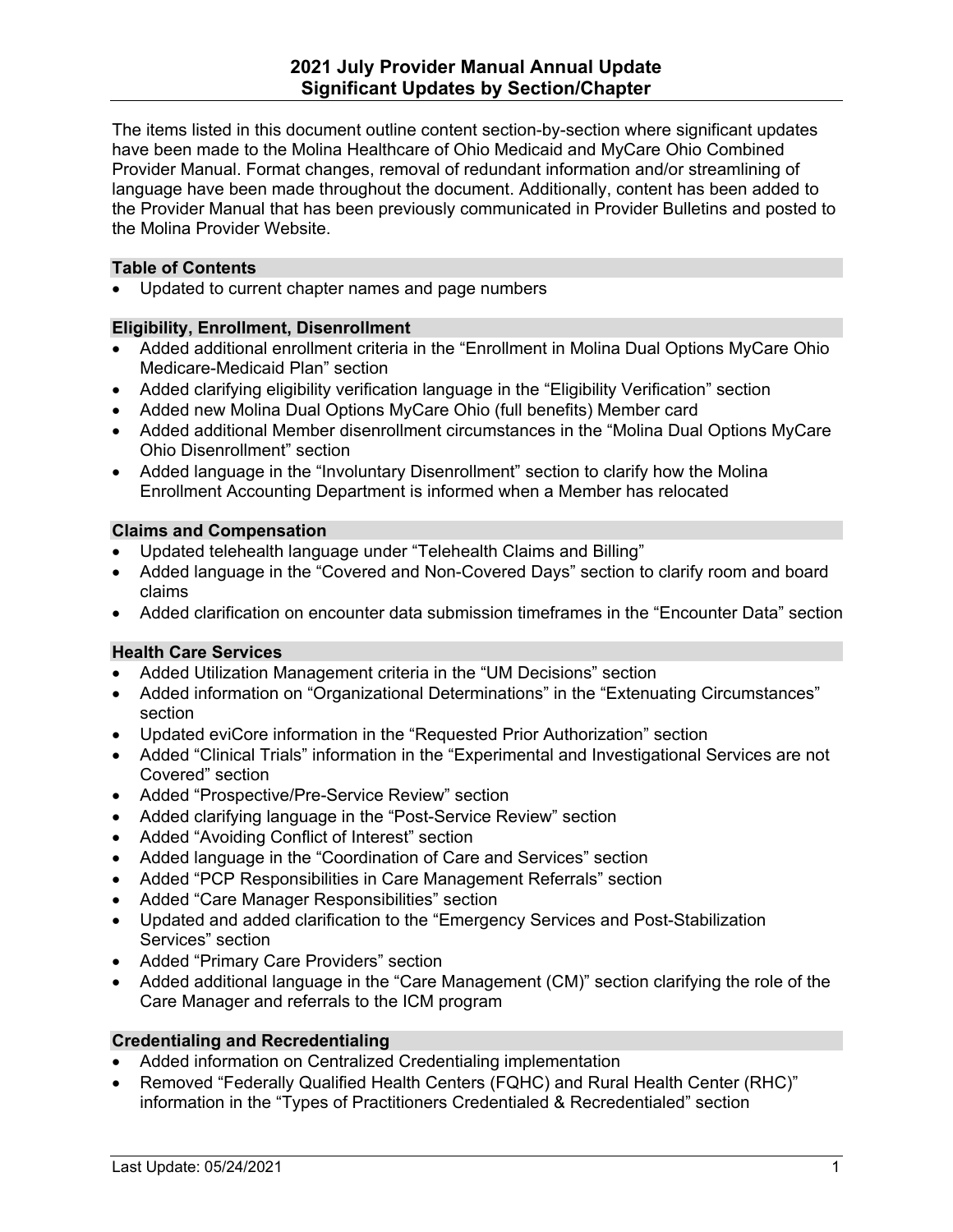# 2021 July Provider Manual Annual Update
## Significant Updates by Section/Chapter

The items listed in this document outline content section-by-section where significant updates have been made to the Molina Healthcare of Ohio Medicaid and MyCare Ohio Combined Provider Manual. Format changes, removal of redundant information and/or streamlining of language have been made throughout the document. Additionally, content has been added to the Provider Manual that has been previously communicated in Provider Bulletins and posted to the Molina Provider Website.

### Table of Contents

- Updated to current chapter names and page numbers

### Eligibility, Enrollment, Disenrollment

- Added additional enrollment criteria in the "Enrollment in Molina Dual Options MyCare Ohio Medicare-Medicaid Plan" section
- Added clarifying eligibility verification language in the "Eligibility Verification" section
- Added new Molina Dual Options MyCare Ohio (full benefits) Member card
- Added additional Member disenrollment circumstances in the "Molina Dual Options MyCare Ohio Disenrollment" section
- Added language in the "Involuntary Disenrollment" section to clarify how the Molina Enrollment Accounting Department is informed when a Member has relocated

### Claims and Compensation

- Updated telehealth language under "Telehealth Claims and Billing"
- Added language in the "Covered and Non-Covered Days" section to clarify room and board claims
- Added clarification on encounter data submission timeframes in the "Encounter Data" section

### Health Care Services

- Added Utilization Management criteria in the "UM Decisions" section
- Added information on "Organizational Determinations" in the "Extenuating Circumstances" section
- Updated eviCore information in the "Requested Prior Authorization" section
- Added "Clinical Trials" information in the "Experimental and Investigational Services are not Covered" section
- Added "Prospective/Pre-Service Review" section
- Added clarifying language in the "Post-Service Review" section
- Added "Avoiding Conflict of Interest" section
- Added language in the "Coordination of Care and Services" section
- Added "PCP Responsibilities in Care Management Referrals" section
- Added "Care Manager Responsibilities" section
- Updated and added clarification to the "Emergency Services and Post-Stabilization Services" section
- Added "Primary Care Providers" section
- Added additional language in the "Care Management (CM)" section clarifying the role of the Care Manager and referrals to the ICM program

### Credentialing and Recredentialing

- Added information on Centralized Credentialing implementation
- Removed "Federally Qualified Health Centers (FQHC) and Rural Health Center (RHC)" information in the "Types of Practitioners Credentialed & Recredentialed" section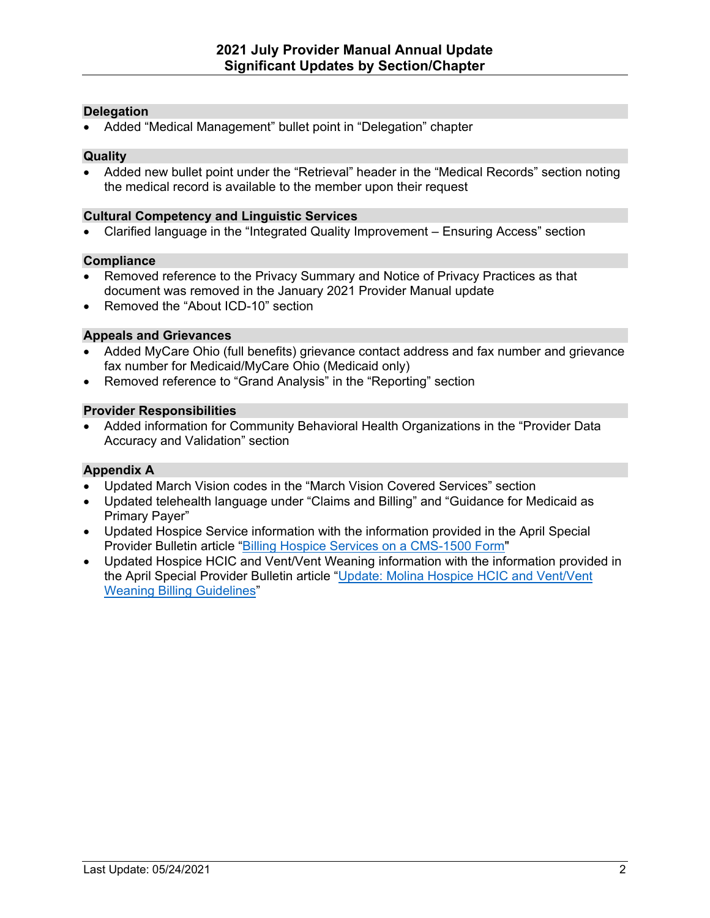# 2021 July Provider Manual Annual Update
## Significant Updates by Section/Chapter

### Delegation

- Added "Medical Management" bullet point in "Delegation" chapter

### Quality

- Added new bullet point under the "Retrieval" header in the "Medical Records" section noting the medical record is available to the member upon their request

### Cultural Competency and Linguistic Services

- Clarified language in the "Integrated Quality Improvement – Ensuring Access" section

### Compliance

- Removed reference to the Privacy Summary and Notice of Privacy Practices as that document was removed in the January 2021 Provider Manual update
- Removed the "About ICD-10" section

### Appeals and Grievances

- Added MyCare Ohio (full benefits) grievance contact address and fax number and grievance fax number for Medicaid/MyCare Ohio (Medicaid only)
- Removed reference to "Grand Analysis" in the "Reporting" section

### Provider Responsibilities

- Added information for Community Behavioral Health Organizations in the "Provider Data Accuracy and Validation" section

### Appendix A

- Updated March Vision codes in the "March Vision Covered Services" section
- Updated telehealth language under "Claims and Billing" and "Guidance for Medicaid as Primary Payer"
- Updated Hospice Service information with the information provided in the April Special Provider Bulletin article "Billing Hospice Services on a CMS-1500 Form"
- Updated Hospice HCIC and Vent/Vent Weaning information with the information provided in the April Special Provider Bulletin article "Update: Molina Hospice HCIC and Vent/Vent Weaning Billing Guidelines"

Last Update: 05/24/2021